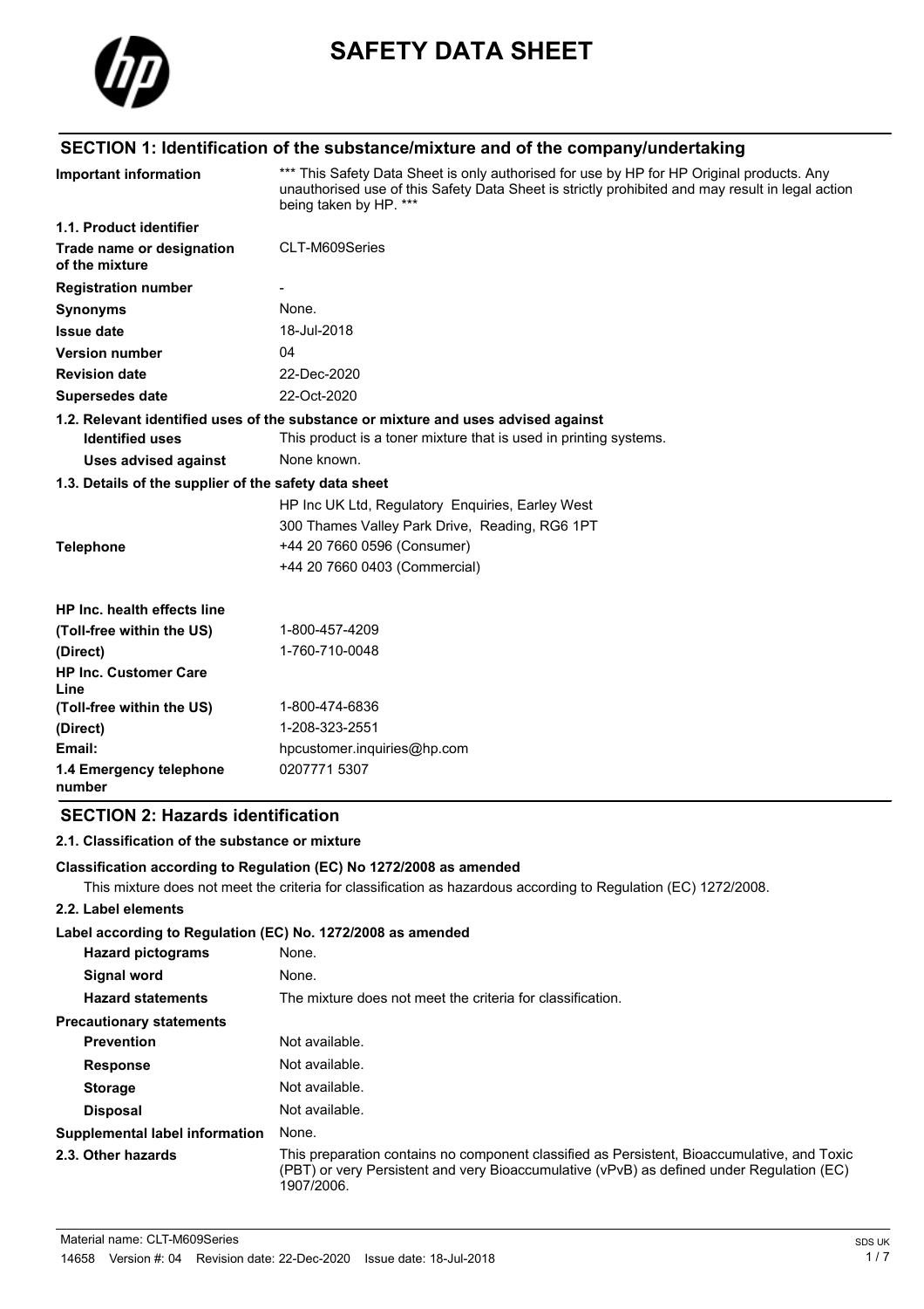# SAFETY DATA SHEET

## SECTION 1: Identification of the substance/mixture and of the company/undertaking

| | |
|---|---|
| **Important information** | *** This Safety Data Sheet is only authorised for use by HP for HP Original products. Any unauthorised use of this Safety Data Sheet is strictly prohibited and may result in legal action being taken by HP. *** |
| **1.1. Product identifier** | |
| **Trade name or designation of the mixture** | CLT-M609Series |
| **Registration number** | - |
| **Synonyms** | None. |
| **Issue date** | 18-Jul-2018 |
| **Version number** | 04 |
| **Revision date** | 22-Dec-2020 |
| **Supersedes date** | 22-Oct-2020 |

**1.2. Relevant identified uses of the substance or mixture and uses advised against**

| | |
|---|---|
| **Identified uses** | This product is a toner mixture that is used in printing systems. |
| **Uses advised against** | None known. |

**1.3. Details of the supplier of the safety data sheet**

| | |
|---|---|
| | HP Inc UK Ltd, Regulatory Enquiries, Earley West |
| | 300 Thames Valley Park Drive, Reading, RG6 1PT |
| **Telephone** | +44 20 7660 0596 (Consumer) |
| | +44 20 7660 0403 (Commercial) |
| **HP Inc. health effects line** | |
| **(Toll-free within the US)** | 1-800-457-4209 |
| **(Direct)** | 1-760-710-0048 |
| **HP Inc. Customer Care Line** | |
| **(Toll-free within the US)** | 1-800-474-6836 |
| **(Direct)** | 1-208-323-2551 |
| **Email:** | hpcustomer.inquiries@hp.com |
| **1.4 Emergency telephone number** | 0207771 5307 |

## SECTION 2: Hazards identification

**2.1. Classification of the substance or mixture**

**Classification according to Regulation (EC) No 1272/2008 as amended**

This mixture does not meet the criteria for classification as hazardous according to Regulation (EC) 1272/2008.

**2.2. Label elements**

**Label according to Regulation (EC) No. 1272/2008 as amended**

| | |
|---|---|
| **Hazard pictograms** | None. |
| **Signal word** | None. |
| **Hazard statements** | The mixture does not meet the criteria for classification. |
| **Precautionary statements** | |
| **Prevention** | Not available. |
| **Response** | Not available. |
| **Storage** | Not available. |
| **Disposal** | Not available. |
| **Supplemental label information** | None. |
| **2.3. Other hazards** | This preparation contains no component classified as Persistent, Bioaccumulative, and Toxic (PBT) or very Persistent and very Bioaccumulative (vPvB) as defined under Regulation (EC) 1907/2006. |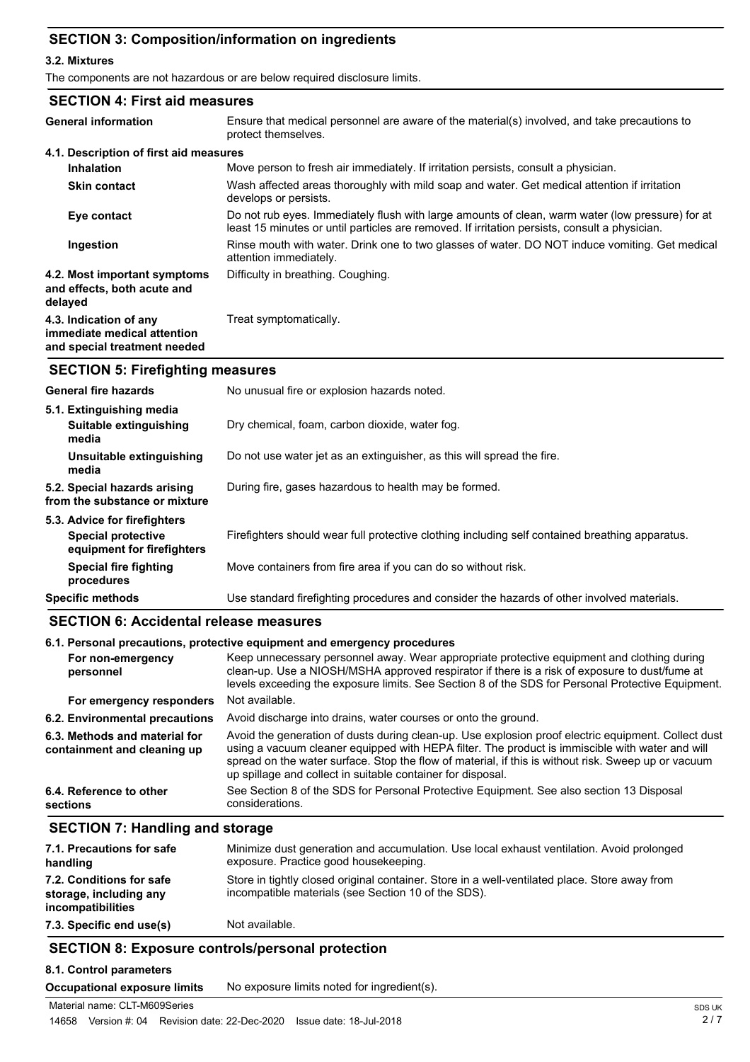## SECTION 3: Composition/information on ingredients

### 3.2. Mixtures

The components are not hazardous or are below required disclosure limits.

## SECTION 4: First aid measures

| | |
|---|---|
| **General information** | Ensure that medical personnel are aware of the material(s) involved, and take precautions to protect themselves. |
| **4.1. Description of first aid measures** | |
| **Inhalation** | Move person to fresh air immediately. If irritation persists, consult a physician. |
| **Skin contact** | Wash affected areas thoroughly with mild soap and water. Get medical attention if irritation develops or persists. |
| **Eye contact** | Do not rub eyes. Immediately flush with large amounts of clean, warm water (low pressure) for at least 15 minutes or until particles are removed. If irritation persists, consult a physician. |
| **Ingestion** | Rinse mouth with water. Drink one to two glasses of water. DO NOT induce vomiting. Get medical attention immediately. |
| **4.2. Most important symptoms and effects, both acute and delayed** | Difficulty in breathing. Coughing. |
| **4.3. Indication of any immediate medical attention and special treatment needed** | Treat symptomatically. |

## SECTION 5: Firefighting measures

| | |
|---|---|
| **General fire hazards** | No unusual fire or explosion hazards noted. |
| **5.1. Extinguishing media** | |
| **Suitable extinguishing media** | Dry chemical, foam, carbon dioxide, water fog. |
| **Unsuitable extinguishing media** | Do not use water jet as an extinguisher, as this will spread the fire. |
| **5.2. Special hazards arising from the substance or mixture** | During fire, gases hazardous to health may be formed. |
| **5.3. Advice for firefighters** | |
| **Special protective equipment for firefighters** | Firefighters should wear full protective clothing including self contained breathing apparatus. |
| **Special fire fighting procedures** | Move containers from fire area if you can do so without risk. |
| **Specific methods** | Use standard firefighting procedures and consider the hazards of other involved materials. |

## SECTION 6: Accidental release measures

| | |
|---|---|
| **6.1. Personal precautions, protective equipment and emergency procedures** | |
| **For non-emergency personnel** | Keep unnecessary personnel away. Wear appropriate protective equipment and clothing during clean-up. Use a NIOSH/MSHA approved respirator if there is a risk of exposure to dust/fume at levels exceeding the exposure limits. See Section 8 of the SDS for Personal Protective Equipment. |
| **For emergency responders** | Not available. |
| **6.2. Environmental precautions** | Avoid discharge into drains, water courses or onto the ground. |
| **6.3. Methods and material for containment and cleaning up** | Avoid the generation of dusts during clean-up. Use explosion proof electric equipment. Collect dust using a vacuum cleaner equipped with HEPA filter. The product is immiscible with water and will spread on the water surface. Stop the flow of material, if this is without risk. Sweep up or vacuum up spillage and collect in suitable container for disposal. |
| **6.4. Reference to other sections** | See Section 8 of the SDS for Personal Protective Equipment. See also section 13 Disposal considerations. |

## SECTION 7: Handling and storage

| | |
|---|---|
| **7.1. Precautions for safe handling** | Minimize dust generation and accumulation. Use local exhaust ventilation. Avoid prolonged exposure. Practice good housekeeping. |
| **7.2. Conditions for safe storage, including any incompatibilities** | Store in tightly closed original container. Store in a well-ventilated place. Store away from incompatible materials (see Section 10 of the SDS). |
| **7.3. Specific end use(s)** | Not available. |

## SECTION 8: Exposure controls/personal protection

### 8.1. Control parameters

| | |
|---|---|
| **Occupational exposure limits** | No exposure limits noted for ingredient(s). |

Material name: CLT-M609Series

14658 Version #: 04 Revision date: 22-Dec-2020 Issue date: 18-Jul-2018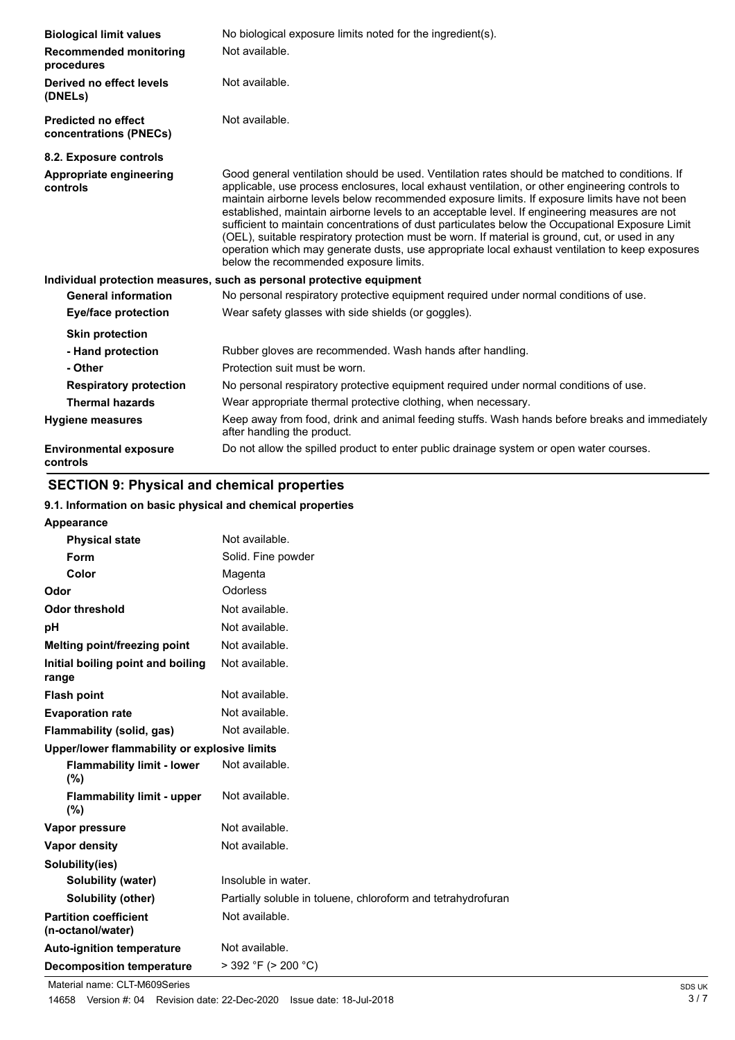| | |
|---|---|
| **Biological limit values** | No biological exposure limits noted for the ingredient(s). |
| **Recommended monitoring procedures** | Not available. |
| **Derived no effect levels (DNELs)** | Not available. |
| **Predicted no effect concentrations (PNECs)** | Not available. |

**8.2. Exposure controls**

| | |
|---|---|
| **Appropriate engineering controls** | Good general ventilation should be used. Ventilation rates should be matched to conditions. If applicable, use process enclosures, local exhaust ventilation, or other engineering controls to maintain airborne levels below recommended exposure limits. If exposure limits have not been established, maintain airborne levels to an acceptable level. If engineering measures are not sufficient to maintain concentrations of dust particulates below the Occupational Exposure Limit (OEL), suitable respiratory protection must be worn. If material is ground, cut, or used in any operation which may generate dusts, use appropriate local exhaust ventilation to keep exposures below the recommended exposure limits. |

**Individual protection measures, such as personal protective equipment**

| | |
|---|---|
| **General information** | No personal respiratory protective equipment required under normal conditions of use. |
| **Eye/face protection** | Wear safety glasses with side shields (or goggles). |
| **Skin protection** | |
| **- Hand protection** | Rubber gloves are recommended. Wash hands after handling. |
| **- Other** | Protection suit must be worn. |
| **Respiratory protection** | No personal respiratory protective equipment required under normal conditions of use. |
| **Thermal hazards** | Wear appropriate thermal protective clothing, when necessary. |
| **Hygiene measures** | Keep away from food, drink and animal feeding stuffs. Wash hands before breaks and immediately after handling the product. |
| **Environmental exposure controls** | Do not allow the spilled product to enter public drainage system or open water courses. |

## SECTION 9: Physical and chemical properties

**9.1. Information on basic physical and chemical properties**

| | |
|---|---|
| **Appearance** | |
| **Physical state** | Not available. |
| **Form** | Solid. Fine powder |
| **Color** | Magenta |
| **Odor** | Odorless |
| **Odor threshold** | Not available. |
| **pH** | Not available. |
| **Melting point/freezing point** | Not available. |
| **Initial boiling point and boiling range** | Not available. |
| **Flash point** | Not available. |
| **Evaporation rate** | Not available. |
| **Flammability (solid, gas)** | Not available. |
| **Upper/lower flammability or explosive limits** | |
| **Flammability limit - lower (%)** | Not available. |
| **Flammability limit - upper (%)** | Not available. |
| **Vapor pressure** | Not available. |
| **Vapor density** | Not available. |
| **Solubility(ies)** | |
| **Solubility (water)** | Insoluble in water. |
| **Solubility (other)** | Partially soluble in toluene, chloroform and tetrahydrofuran |
| **Partition coefficient (n-octanol/water)** | Not available. |
| **Auto-ignition temperature** | Not available. |
| **Decomposition temperature** | > 392 °F (> 200 °C) |

Material name: CLT-M609Series

14658 Version #: 04 Revision date: 22-Dec-2020 Issue date: 18-Jul-2018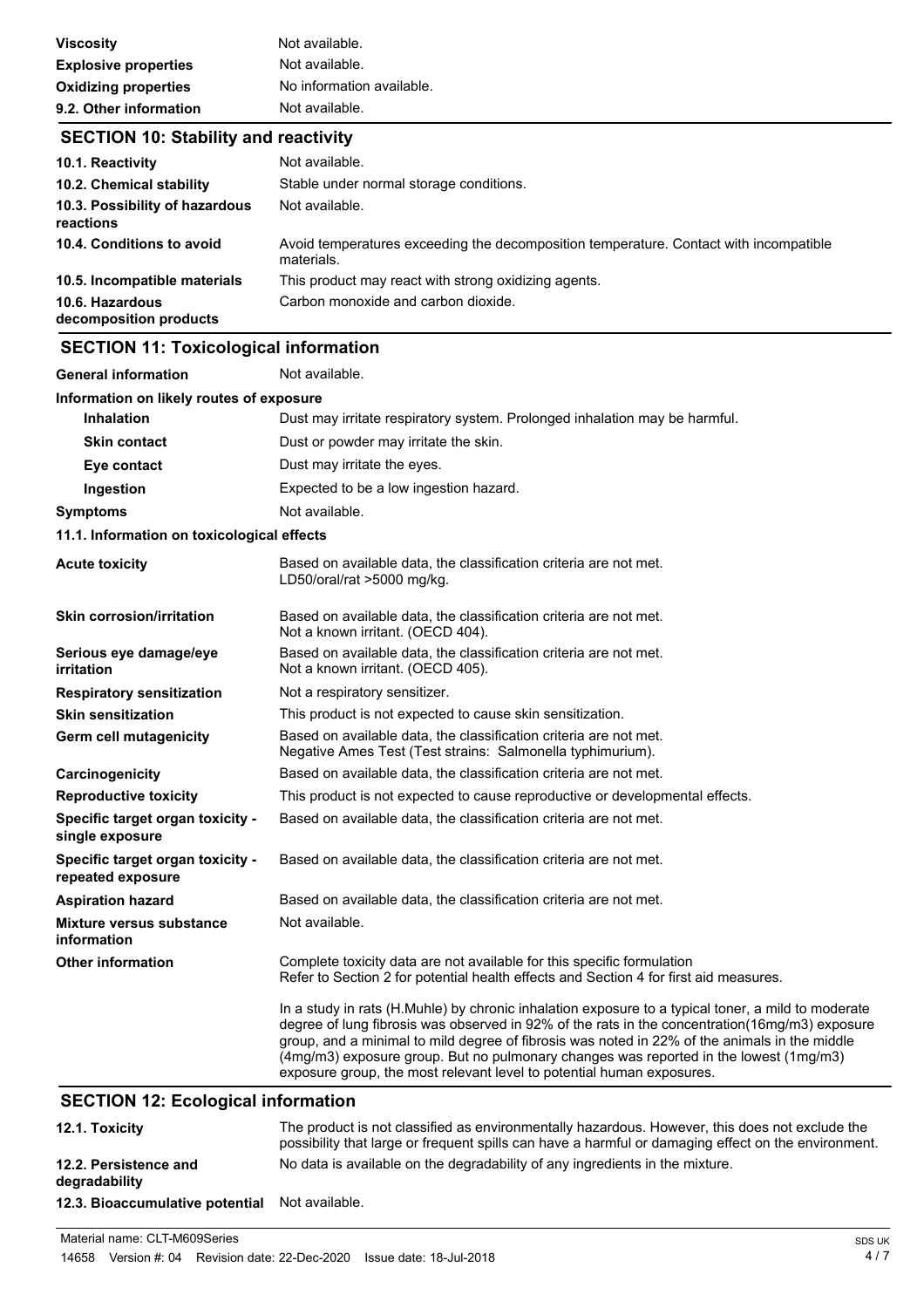| | |
|---|---|
| **Viscosity** | Not available. |
| **Explosive properties** | Not available. |
| **Oxidizing properties** | No information available. |
| **9.2. Other information** | Not available. |

## SECTION 10: Stability and reactivity

| | |
|---|---|
| **10.1. Reactivity** | Not available. |
| **10.2. Chemical stability** | Stable under normal storage conditions. |
| **10.3. Possibility of hazardous reactions** | Not available. |
| **10.4. Conditions to avoid** | Avoid temperatures exceeding the decomposition temperature. Contact with incompatible materials. |
| **10.5. Incompatible materials** | This product may react with strong oxidizing agents. |
| **10.6. Hazardous decomposition products** | Carbon monoxide and carbon dioxide. |

## SECTION 11: Toxicological information

| | |
|---|---|
| **General information** | Not available. |

**Information on likely routes of exposure**

| | |
|---|---|
| **Inhalation** | Dust may irritate respiratory system. Prolonged inhalation may be harmful. |
| **Skin contact** | Dust or powder may irritate the skin. |
| **Eye contact** | Dust may irritate the eyes. |
| **Ingestion** | Expected to be a low ingestion hazard. |
| **Symptoms** | Not available. |

**11.1. Information on toxicological effects**

| | |
|---|---|
| **Acute toxicity** | Based on available data, the classification criteria are not met.<br>LD50/oral/rat >5000 mg/kg. |
| **Skin corrosion/irritation** | Based on available data, the classification criteria are not met.<br>Not a known irritant. (OECD 404). |
| **Serious eye damage/eye irritation** | Based on available data, the classification criteria are not met.<br>Not a known irritant. (OECD 405). |
| **Respiratory sensitization** | Not a respiratory sensitizer. |
| **Skin sensitization** | This product is not expected to cause skin sensitization. |
| **Germ cell mutagenicity** | Based on available data, the classification criteria are not met.<br>Negative Ames Test (Test strains: Salmonella typhimurium). |
| **Carcinogenicity** | Based on available data, the classification criteria are not met. |
| **Reproductive toxicity** | This product is not expected to cause reproductive or developmental effects. |
| **Specific target organ toxicity - single exposure** | Based on available data, the classification criteria are not met. |
| **Specific target organ toxicity - repeated exposure** | Based on available data, the classification criteria are not met. |
| **Aspiration hazard** | Based on available data, the classification criteria are not met. |
| **Mixture versus substance information** | Not available. |
| **Other information** | Complete toxicity data are not available for this specific formulation<br>Refer to Section 2 for potential health effects and Section 4 for first aid measures.<br><br>In a study in rats (H.Muhle) by chronic inhalation exposure to a typical toner, a mild to moderate degree of lung fibrosis was observed in 92% of the rats in the concentration(16mg/m3) exposure group, and a minimal to mild degree of fibrosis was noted in 22% of the animals in the middle (4mg/m3) exposure group. But no pulmonary changes was reported in the lowest (1mg/m3) exposure group, the most relevant level to potential human exposures. |

## SECTION 12: Ecological information

| | |
|---|---|
| **12.1. Toxicity** | The product is not classified as environmentally hazardous. However, this does not exclude the possibility that large or frequent spills can have a harmful or damaging effect on the environment. |
| **12.2. Persistence and degradability** | No data is available on the degradability of any ingredients in the mixture. |
| **12.3. Bioaccumulative potential** | Not available. |

Material name: CLT-M609Series

14658 Version #: 04 Revision date: 22-Dec-2020 Issue date: 18-Jul-2018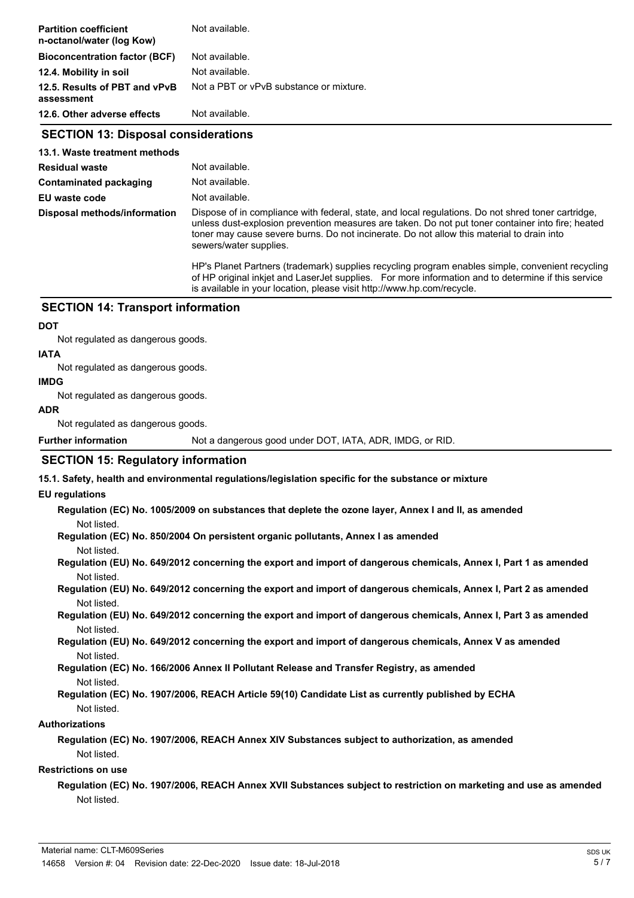| | |
|---|---|
| **Partition coefficient n-octanol/water (log Kow)** | Not available. |
| **Bioconcentration factor (BCF)** | Not available. |
| **12.4. Mobility in soil** | Not available. |
| **12.5. Results of PBT and vPvB assessment** | Not a PBT or vPvB substance or mixture. |
| **12.6. Other adverse effects** | Not available. |

## SECTION 13: Disposal considerations

**13.1. Waste treatment methods**

| | |
|---|---|
| **Residual waste** | Not available. |
| **Contaminated packaging** | Not available. |
| **EU waste code** | Not available. |
| **Disposal methods/information** | Dispose of in compliance with federal, state, and local regulations. Do not shred toner cartridge, unless dust-explosion prevention measures are taken. Do not put toner container into fire; heated toner may cause severe burns. Do not incinerate. Do not allow this material to drain into sewers/water supplies.<br><br>HP's Planet Partners (trademark) supplies recycling program enables simple, convenient recycling of HP original inkjet and LaserJet supplies. For more information and to determine if this service is available in your location, please visit http://www.hp.com/recycle. |

## SECTION 14: Transport information

**DOT**

Not regulated as dangerous goods.

**IATA**

Not regulated as dangerous goods.

**IMDG**

Not regulated as dangerous goods.

**ADR**

Not regulated as dangerous goods.

**Further information** Not a dangerous good under DOT, IATA, ADR, IMDG, or RID.

## SECTION 15: Regulatory information

**15.1. Safety, health and environmental regulations/legislation specific for the substance or mixture**

**EU regulations**

**Regulation (EC) No. 1005/2009 on substances that deplete the ozone layer, Annex I and II, as amended**

Not listed.

**Regulation (EC) No. 850/2004 On persistent organic pollutants, Annex I as amended**

Not listed.

**Regulation (EU) No. 649/2012 concerning the export and import of dangerous chemicals, Annex I, Part 1 as amended**

Not listed.

**Regulation (EU) No. 649/2012 concerning the export and import of dangerous chemicals, Annex I, Part 2 as amended**

Not listed.

**Regulation (EU) No. 649/2012 concerning the export and import of dangerous chemicals, Annex I, Part 3 as amended**

Not listed.

**Regulation (EU) No. 649/2012 concerning the export and import of dangerous chemicals, Annex V as amended**

Not listed.

**Regulation (EC) No. 166/2006 Annex II Pollutant Release and Transfer Registry, as amended**

Not listed.

**Regulation (EC) No. 1907/2006, REACH Article 59(10) Candidate List as currently published by ECHA**

Not listed.

**Authorizations**

**Regulation (EC) No. 1907/2006, REACH Annex XIV Substances subject to authorization, as amended**

Not listed.

**Restrictions on use**

**Regulation (EC) No. 1907/2006, REACH Annex XVII Substances subject to restriction on marketing and use as amended**

Not listed.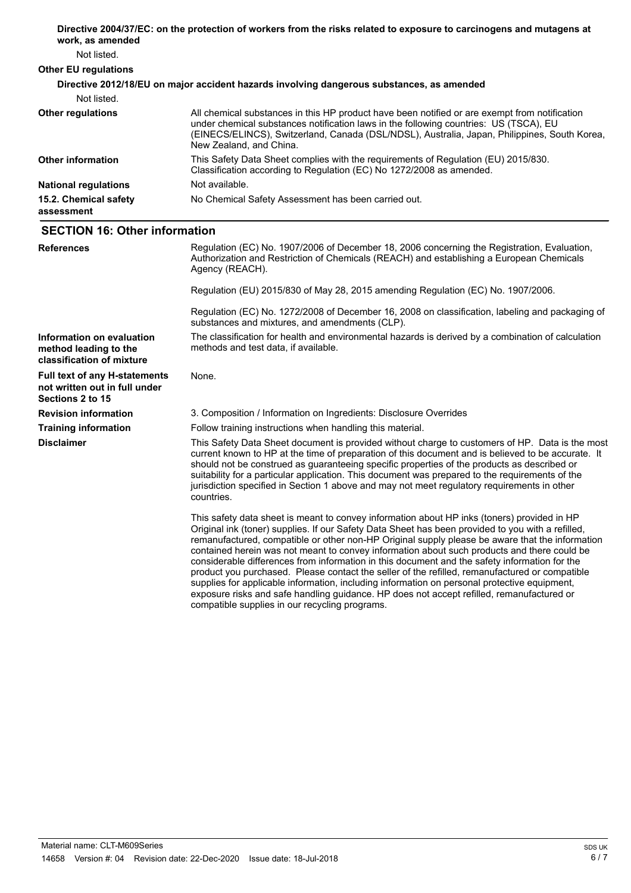**Directive 2004/37/EC: on the protection of workers from the risks related to exposure to carcinogens and mutagens at work, as amended**

Not listed.

**Other EU regulations**

**Directive 2012/18/EU on major accident hazards involving dangerous substances, as amended**

Not listed.

| | |
|---|---|
| **Other regulations** | All chemical substances in this HP product have been notified or are exempt from notification under chemical substances notification laws in the following countries: US (TSCA), EU (EINECS/ELINCS), Switzerland, Canada (DSL/NDSL), Australia, Japan, Philippines, South Korea, New Zealand, and China. |
| **Other information** | This Safety Data Sheet complies with the requirements of Regulation (EU) 2015/830. Classification according to Regulation (EC) No 1272/2008 as amended. |
| **National regulations** | Not available. |
| **15.2. Chemical safety assessment** | No Chemical Safety Assessment has been carried out. |

## SECTION 16: Other information

| | |
|---|---|
| **References** | Regulation (EC) No. 1907/2006 of December 18, 2006 concerning the Registration, Evaluation, Authorization and Restriction of Chemicals (REACH) and establishing a European Chemicals Agency (REACH).<br><br>Regulation (EU) 2015/830 of May 28, 2015 amending Regulation (EC) No. 1907/2006.<br><br>Regulation (EC) No. 1272/2008 of December 16, 2008 on classification, labeling and packaging of substances and mixtures, and amendments (CLP). |
| **Information on evaluation method leading to the classification of mixture** | The classification for health and environmental hazards is derived by a combination of calculation methods and test data, if available. |
| **Full text of any H-statements not written out in full under Sections 2 to 15** | None. |
| **Revision information** | 3. Composition / Information on Ingredients: Disclosure Overrides |
| **Training information** | Follow training instructions when handling this material. |
| **Disclaimer** | This Safety Data Sheet document is provided without charge to customers of HP. Data is the most current known to HP at the time of preparation of this document and is believed to be accurate. It should not be construed as guaranteeing specific properties of the products as described or suitability for a particular application. This document was prepared to the requirements of the jurisdiction specified in Section 1 above and may not meet regulatory requirements in other countries.<br><br>This safety data sheet is meant to convey information about HP inks (toners) provided in HP Original ink (toner) supplies. If our Safety Data Sheet has been provided to you with a refilled, remanufactured, compatible or other non-HP Original supply please be aware that the information contained herein was not meant to convey information about such products and there could be considerable differences from information in this document and the safety information for the product you purchased. Please contact the seller of the refilled, remanufactured or compatible supplies for applicable information, including information on personal protective equipment, exposure risks and safe handling guidance. HP does not accept refilled, remanufactured or compatible supplies in our recycling programs. |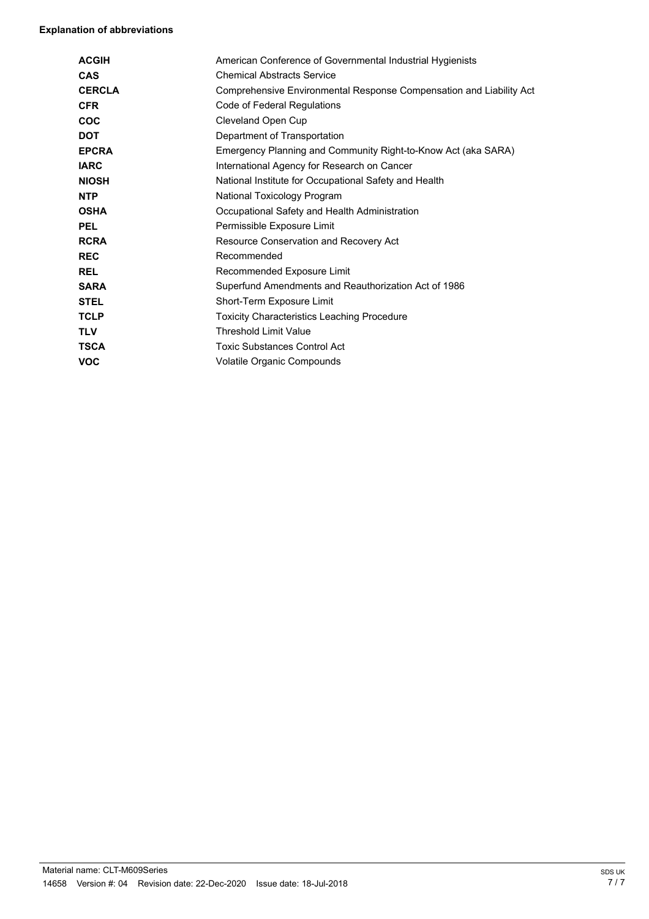**Explanation of abbreviations**

| | |
|---|---|
| **ACGIH** | American Conference of Governmental Industrial Hygienists |
| **CAS** | Chemical Abstracts Service |
| **CERCLA** | Comprehensive Environmental Response Compensation and Liability Act |
| **CFR** | Code of Federal Regulations |
| **COC** | Cleveland Open Cup |
| **DOT** | Department of Transportation |
| **EPCRA** | Emergency Planning and Community Right-to-Know Act (aka SARA) |
| **IARC** | International Agency for Research on Cancer |
| **NIOSH** | National Institute for Occupational Safety and Health |
| **NTP** | National Toxicology Program |
| **OSHA** | Occupational Safety and Health Administration |
| **PEL** | Permissible Exposure Limit |
| **RCRA** | Resource Conservation and Recovery Act |
| **REC** | Recommended |
| **REL** | Recommended Exposure Limit |
| **SARA** | Superfund Amendments and Reauthorization Act of 1986 |
| **STEL** | Short-Term Exposure Limit |
| **TCLP** | Toxicity Characteristics Leaching Procedure |
| **TLV** | Threshold Limit Value |
| **TSCA** | Toxic Substances Control Act |
| **VOC** | Volatile Organic Compounds |